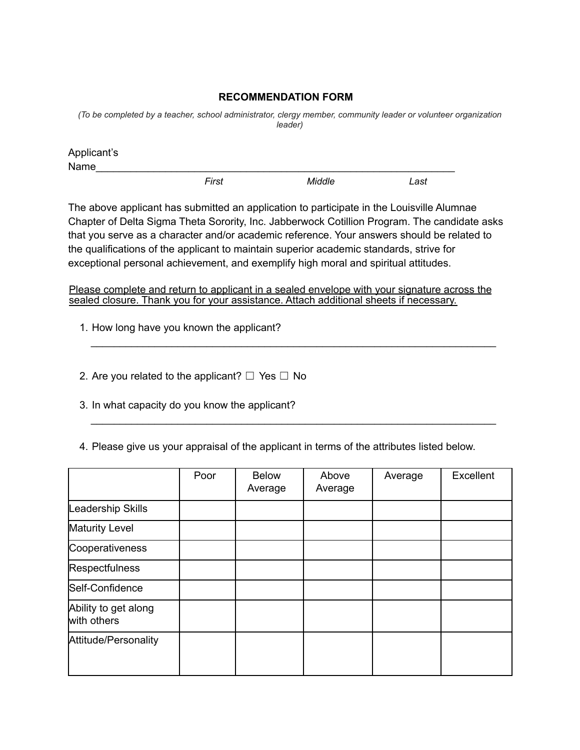# RECOMMENDATION FORM

*(To be completed by a teacher, school administrator, clergy member, community leader or volunteer organization leader)*

Applicant's Name_______________________________________________________________

*First* *Middle* *Last*

The above applicant has submitted an application to participate in the Louisville Alumnae Chapter of Delta Sigma Theta Sorority, Inc. Jabberwock Cotillion Program. The candidate asks that you serve as a character and/or academic reference. Your answers should be related to the qualifications of the applicant to maintain superior academic standards, strive for exceptional personal achievement, and exemplify high moral and spiritual attitudes.

<u>Please complete and return to applicant in a sealed envelope with your signature across the sealed closure. Thank you for your assistance. Attach additional sheets if necessary.</u>

1. How long have you known the applicant?

   ______________________________________________________________________

2. Are you related to the applicant? ☐ Yes ☐ No

3. In what capacity do you know the applicant?

   ______________________________________________________________________

4. Please give us your appraisal of the applicant in terms of the attributes listed below.

| | Poor | Below Average | Above Average | Average | Excellent |
|---|---|---|---|---|---|
| Leadership Skills | | | | | |
| Maturity Level | | | | | |
| Cooperativeness | | | | | |
| Respectfulness | | | | | |
| Self-Confidence | | | | | |
| Ability to get along with others | | | | | |
| Attitude/Personality | | | | | |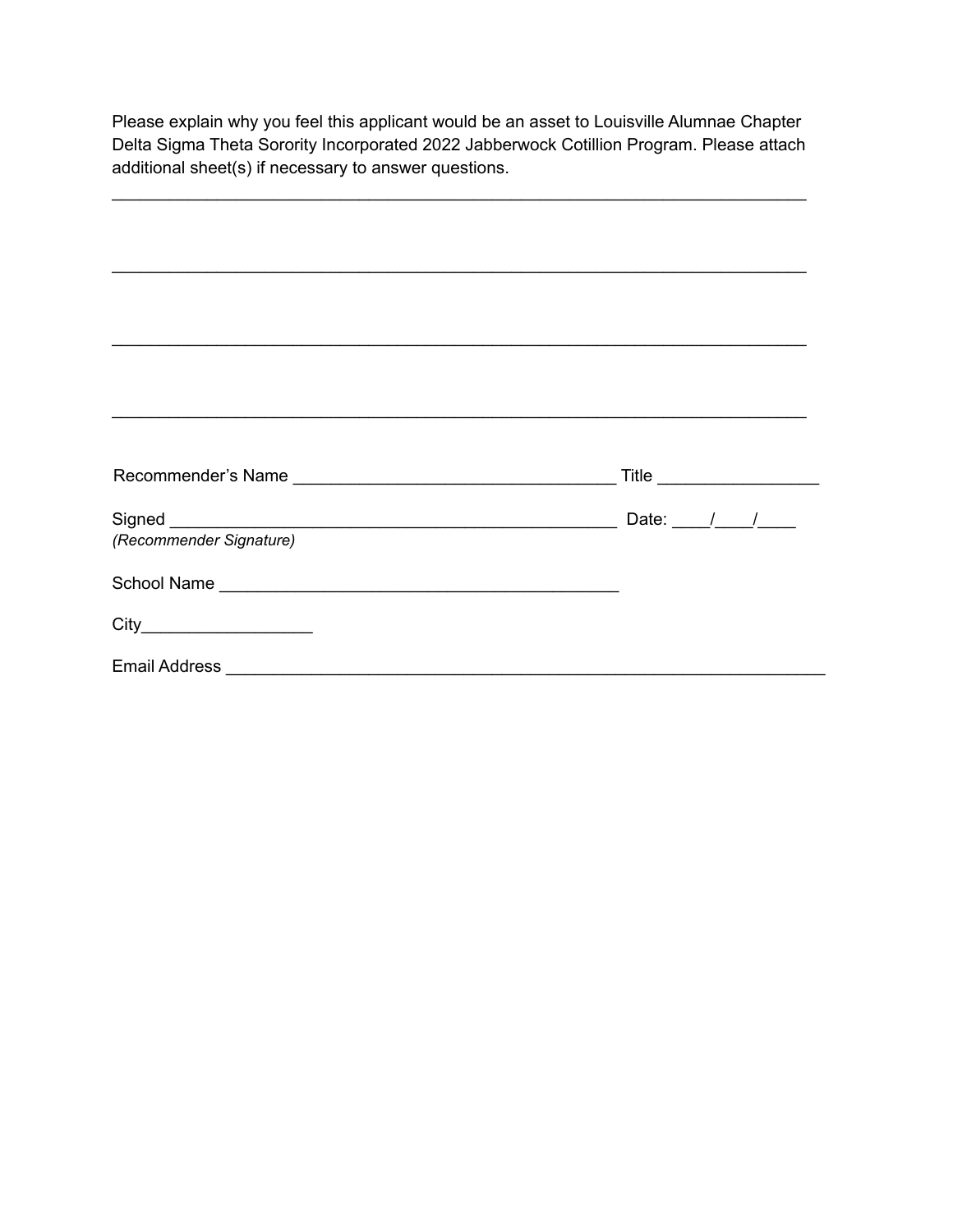Please explain why you feel this applicant would be an asset to Louisville Alumnae Chapter Delta Sigma Theta Sorority Incorporated 2022 Jabberwock Cotillion Program. Please attach additional sheet(s) if necessary to answer questions.

___________________________________________________________________________

___________________________________________________________________________

___________________________________________________________________________

___________________________________________________________________________

Recommender's Name ___________________________________ Title _________________

Signed ________________________________________________ Date: ____/____/____
*(Recommender Signature)*

School Name ___________________________________________

City__________________

Email Address _________________________________________________________________